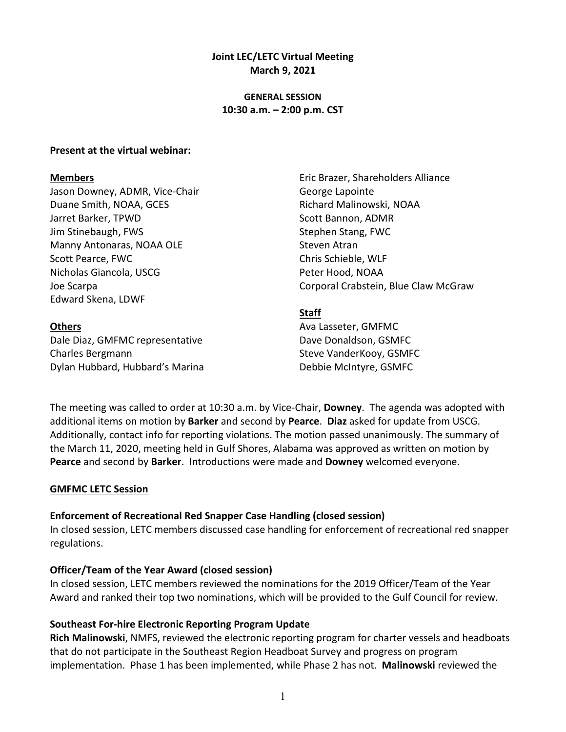**Joint LEC/LETC Virtual Meeting**
**March 9, 2021**

**GENERAL SESSION**
**10:30 a.m. – 2:00 p.m. CST**

**Present at the virtual webinar:**

**Members**

Jason Downey, ADMR, Vice-Chair
Duane Smith, NOAA, GCES
Jarret Barker, TPWD
Jim Stinebaugh, FWS
Manny Antonaras, NOAA OLE
Scott Pearce, FWC
Nicholas Giancola, USCG
Joe Scarpa
Edward Skena, LDWF

**Others**

Dale Diaz, GMFMC representative
Charles Bergmann
Dylan Hubbard, Hubbard's Marina
Eric Brazer, Shareholders Alliance
George Lapointe
Richard Malinowski, NOAA
Scott Bannon, ADMR
Stephen Stang, FWC
Steven Atran
Chris Schieble, WLF
Peter Hood, NOAA
Corporal Crabstein, Blue Claw McGraw

**Staff**

Ava Lasseter, GMFMC
Dave Donaldson, GSMFC
Steve VanderKooy, GSMFC
Debbie McIntyre, GSMFC

The meeting was called to order at 10:30 a.m. by Vice-Chair, **Downey**. The agenda was adopted with additional items on motion by **Barker** and second by **Pearce**. **Diaz** asked for update from USCG. Additionally, contact info for reporting violations. The motion passed unanimously. The summary of the March 11, 2020, meeting held in Gulf Shores, Alabama was approved as written on motion by **Pearce** and second by **Barker**. Introductions were made and **Downey** welcomed everyone.

## GMFMC LETC Session

### Enforcement of Recreational Red Snapper Case Handling (closed session)

In closed session, LETC members discussed case handling for enforcement of recreational red snapper regulations.

### Officer/Team of the Year Award (closed session)

In closed session, LETC members reviewed the nominations for the 2019 Officer/Team of the Year Award and ranked their top two nominations, which will be provided to the Gulf Council for review.

### Southeast For-hire Electronic Reporting Program Update

**Rich Malinowski**, NMFS, reviewed the electronic reporting program for charter vessels and headboats that do not participate in the Southeast Region Headboat Survey and progress on program implementation. Phase 1 has been implemented, while Phase 2 has not. **Malinowski** reviewed the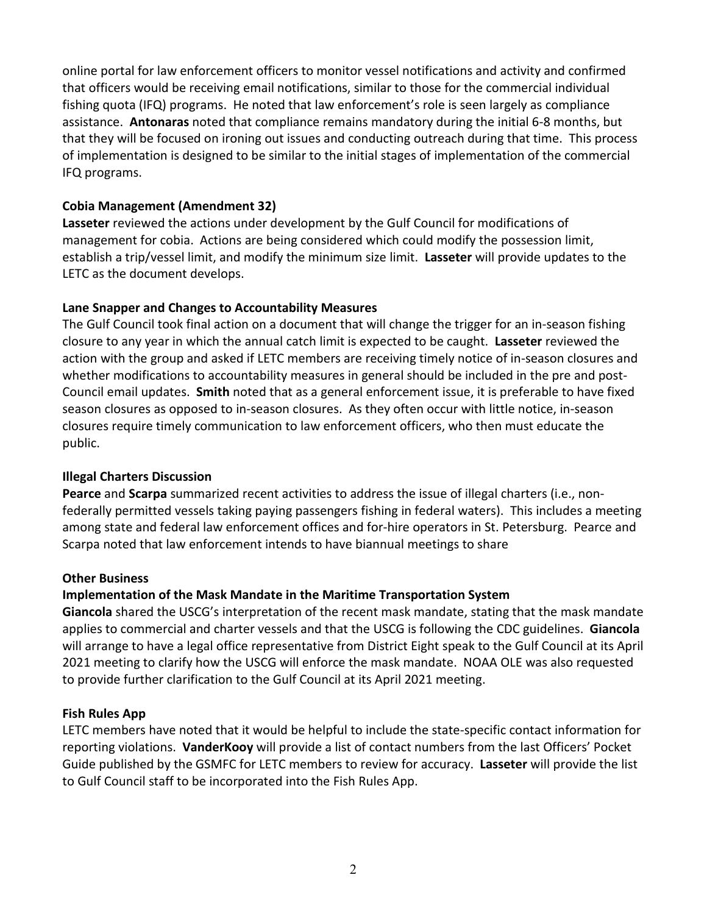online portal for law enforcement officers to monitor vessel notifications and activity and confirmed that officers would be receiving email notifications, similar to those for the commercial individual fishing quota (IFQ) programs. He noted that law enforcement's role is seen largely as compliance assistance. **Antonaras** noted that compliance remains mandatory during the initial 6-8 months, but that they will be focused on ironing out issues and conducting outreach during that time. This process of implementation is designed to be similar to the initial stages of implementation of the commercial IFQ programs.

**Cobia Management (Amendment 32)**
**Lasseter** reviewed the actions under development by the Gulf Council for modifications of management for cobia. Actions are being considered which could modify the possession limit, establish a trip/vessel limit, and modify the minimum size limit. **Lasseter** will provide updates to the LETC as the document develops.

**Lane Snapper and Changes to Accountability Measures**
The Gulf Council took final action on a document that will change the trigger for an in-season fishing closure to any year in which the annual catch limit is expected to be caught. **Lasseter** reviewed the action with the group and asked if LETC members are receiving timely notice of in-season closures and whether modifications to accountability measures in general should be included in the pre and post-Council email updates. **Smith** noted that as a general enforcement issue, it is preferable to have fixed season closures as opposed to in-season closures. As they often occur with little notice, in-season closures require timely communication to law enforcement officers, who then must educate the public.

**Illegal Charters Discussion**
**Pearce** and **Scarpa** summarized recent activities to address the issue of illegal charters (i.e., non-federally permitted vessels taking paying passengers fishing in federal waters). This includes a meeting among state and federal law enforcement offices and for-hire operators in St. Petersburg. Pearce and Scarpa noted that law enforcement intends to have biannual meetings to share

**Other Business**
**Implementation of the Mask Mandate in the Maritime Transportation System**
**Giancola** shared the USCG's interpretation of the recent mask mandate, stating that the mask mandate applies to commercial and charter vessels and that the USCG is following the CDC guidelines. **Giancola** will arrange to have a legal office representative from District Eight speak to the Gulf Council at its April 2021 meeting to clarify how the USCG will enforce the mask mandate. NOAA OLE was also requested to provide further clarification to the Gulf Council at its April 2021 meeting.

**Fish Rules App**
LETC members have noted that it would be helpful to include the state-specific contact information for reporting violations. **VanderKooy** will provide a list of contact numbers from the last Officers' Pocket Guide published by the GSMFC for LETC members to review for accuracy. **Lasseter** will provide the list to Gulf Council staff to be incorporated into the Fish Rules App.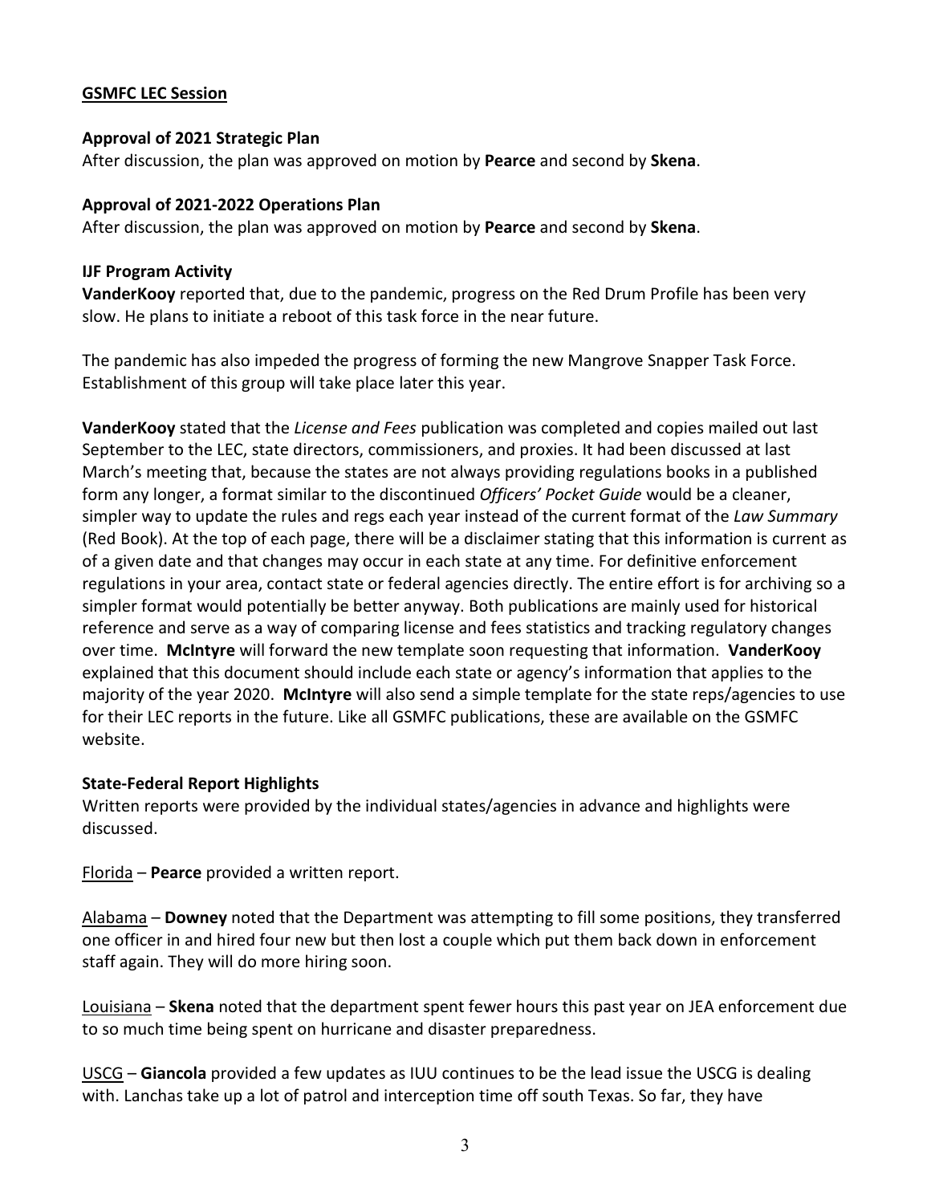**GSMFC LEC Session**

**Approval of 2021 Strategic Plan**

After discussion, the plan was approved on motion by **Pearce** and second by **Skena**.

**Approval of 2021-2022 Operations Plan**

After discussion, the plan was approved on motion by **Pearce** and second by **Skena**.

**IJF Program Activity**

**VanderKooy** reported that, due to the pandemic, progress on the Red Drum Profile has been very slow. He plans to initiate a reboot of this task force in the near future.

The pandemic has also impeded the progress of forming the new Mangrove Snapper Task Force. Establishment of this group will take place later this year.

**VanderKooy** stated that the *License and Fees* publication was completed and copies mailed out last September to the LEC, state directors, commissioners, and proxies. It had been discussed at last March's meeting that, because the states are not always providing regulations books in a published form any longer, a format similar to the discontinued *Officers' Pocket Guide* would be a cleaner, simpler way to update the rules and regs each year instead of the current format of the *Law Summary* (Red Book). At the top of each page, there will be a disclaimer stating that this information is current as of a given date and that changes may occur in each state at any time. For definitive enforcement regulations in your area, contact state or federal agencies directly. The entire effort is for archiving so a simpler format would potentially be better anyway. Both publications are mainly used for historical reference and serve as a way of comparing license and fees statistics and tracking regulatory changes over time. **McIntyre** will forward the new template soon requesting that information. **VanderKooy** explained that this document should include each state or agency's information that applies to the majority of the year 2020. **McIntyre** will also send a simple template for the state reps/agencies to use for their LEC reports in the future. Like all GSMFC publications, these are available on the GSMFC website.

**State-Federal Report Highlights**

Written reports were provided by the individual states/agencies in advance and highlights were discussed.

Florida – **Pearce** provided a written report.

Alabama – **Downey** noted that the Department was attempting to fill some positions, they transferred one officer in and hired four new but then lost a couple which put them back down in enforcement staff again. They will do more hiring soon.

Louisiana – **Skena** noted that the department spent fewer hours this past year on JEA enforcement due to so much time being spent on hurricane and disaster preparedness.

USCG – **Giancola** provided a few updates as IUU continues to be the lead issue the USCG is dealing with. Lanchas take up a lot of patrol and interception time off south Texas. So far, they have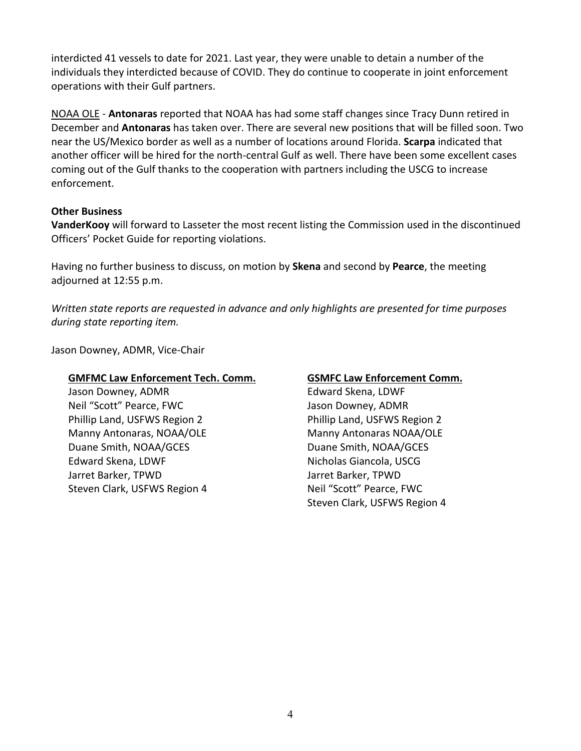interdicted 41 vessels to date for 2021. Last year, they were unable to detain a number of the individuals they interdicted because of COVID. They do continue to cooperate in joint enforcement operations with their Gulf partners.

NOAA OLE - **Antonaras** reported that NOAA has had some staff changes since Tracy Dunn retired in December and **Antonaras** has taken over. There are several new positions that will be filled soon. Two near the US/Mexico border as well as a number of locations around Florida. **Scarpa** indicated that another officer will be hired for the north-central Gulf as well. There have been some excellent cases coming out of the Gulf thanks to the cooperation with partners including the USCG to increase enforcement.

**Other Business**

**VanderKooy** will forward to Lasseter the most recent listing the Commission used in the discontinued Officers' Pocket Guide for reporting violations.

Having no further business to discuss, on motion by **Skena** and second by **Pearce**, the meeting adjourned at 12:55 p.m.

*Written state reports are requested in advance and only highlights are presented for time purposes during state reporting item.*

Jason Downey, ADMR, Vice-Chair

**GMFMC Law Enforcement Tech. Comm.**

Jason Downey, ADMR
Neil "Scott" Pearce, FWC
Phillip Land, USFWS Region 2
Manny Antonaras, NOAA/OLE
Duane Smith, NOAA/GCES
Edward Skena, LDWF
Jarret Barker, TPWD
Steven Clark, USFWS Region 4

**GSMFC Law Enforcement Comm.**

Edward Skena, LDWF
Jason Downey, ADMR
Phillip Land, USFWS Region 2
Manny Antonaras NOAA/OLE
Duane Smith, NOAA/GCES
Nicholas Giancola, USCG
Jarret Barker, TPWD
Neil "Scott" Pearce, FWC
Steven Clark, USFWS Region 4